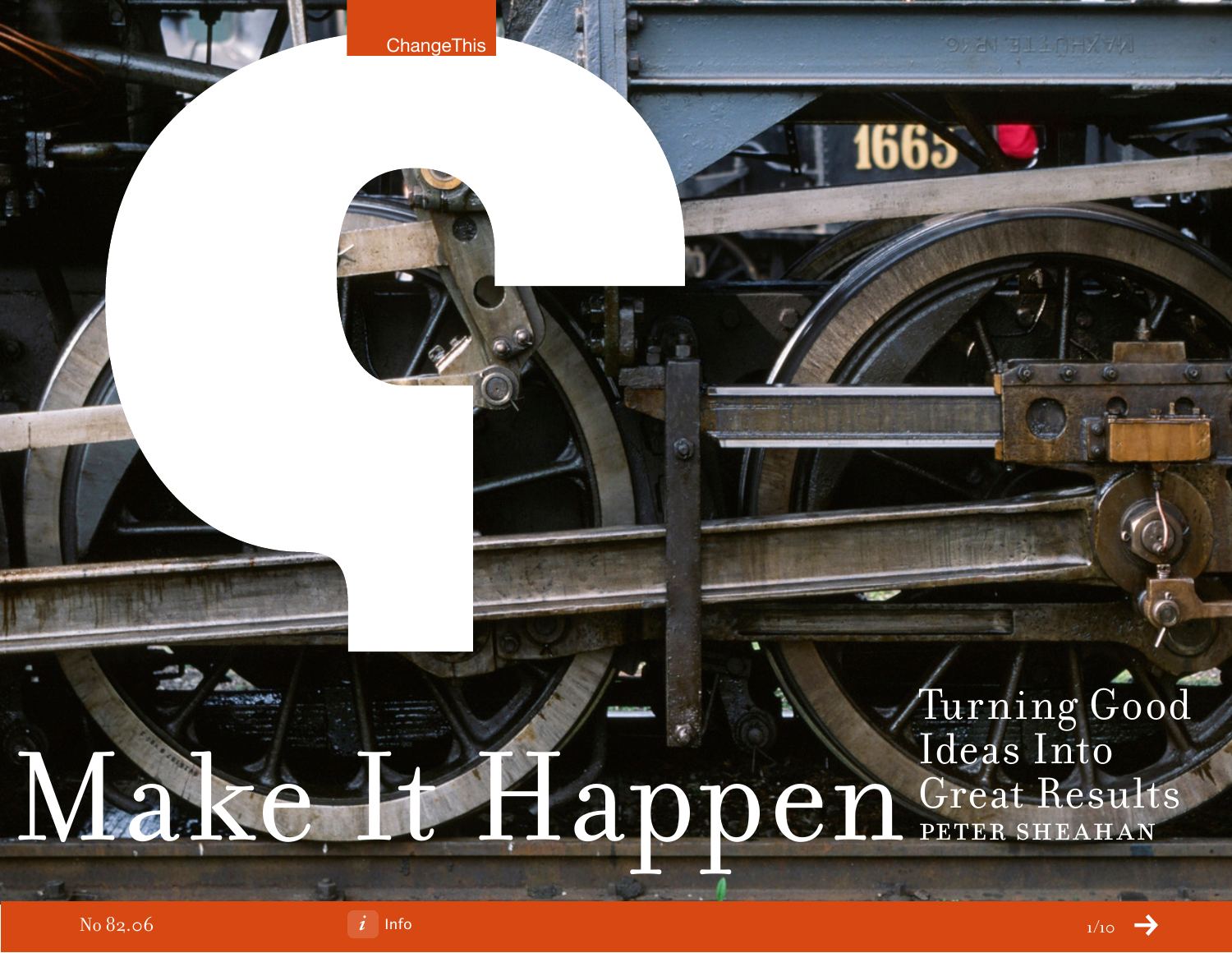ChangeThis

# Make It Happen

## Turning Good Ideas Into Great Results

PETER SHEAHAN

No 82.06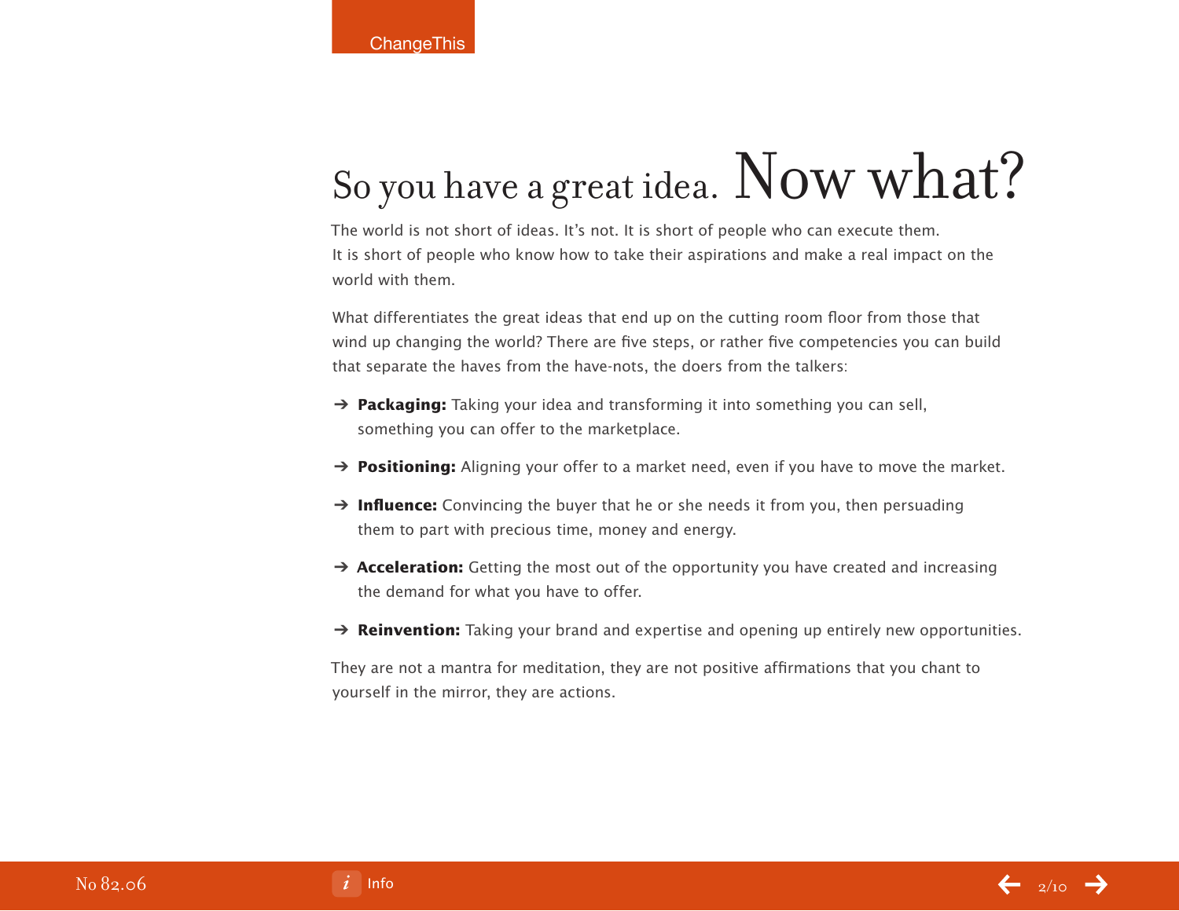# So you have a great idea. Now what?

The world is not short of ideas. It's not. It is short of people who can execute them. It is short of people who know how to take their aspirations and make a real impact on the world with them.

What differentiates the great ideas that end up on the cutting room floor from those that wind up changing the world? There are five steps, or rather five competencies you can build that separate the haves from the have-nots, the doers from the talkers:

- **Packaging:** Taking your idea and transforming it into something you can sell, something you can offer to the marketplace.
- **Positioning:** Aligning your offer to a market need, even if you have to move the market.
- **Influence:** Convincing the buyer that he or she needs it from you, then persuading them to part with precious time, money and energy.
- **Acceleration:** Getting the most out of the opportunity you have created and increasing the demand for what you have to offer.
- **Reinvention:** Taking your brand and expertise and opening up entirely new opportunities.

They are not a mantra for meditation, they are not positive affirmations that you chant to yourself in the mirror, they are actions.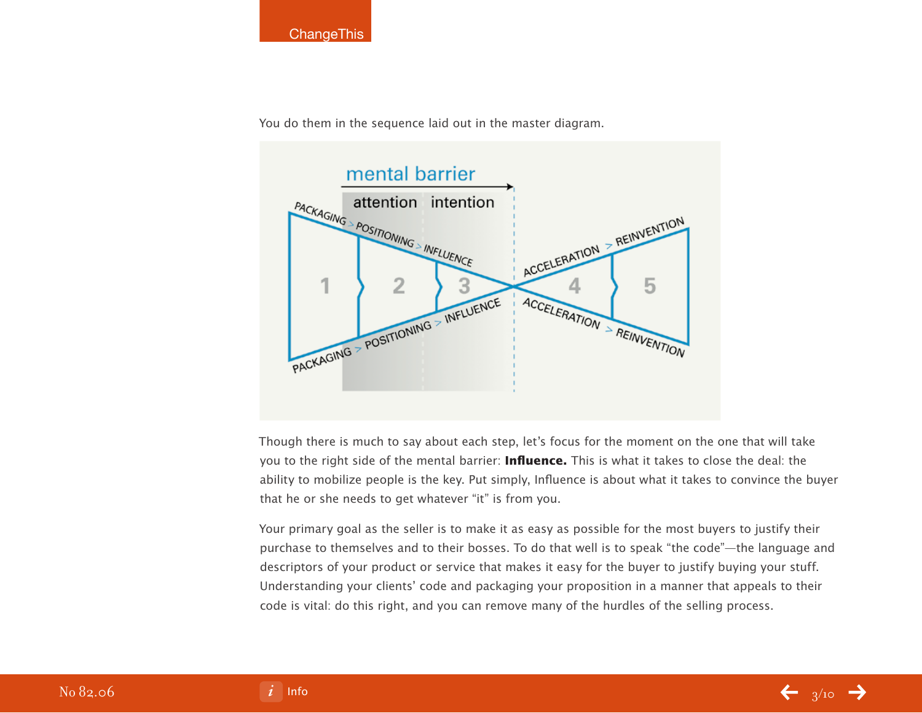You do them in the sequence laid out in the master diagram.

Though there is much to say about each step, let's focus for the moment on the one that will take you to the right side of the mental barrier: **Influence.** This is what it takes to close the deal: the ability to mobilize people is the key. Put simply, Influence is about what it takes to convince the buyer that he or she needs to get whatever "it" is from you.

Your primary goal as the seller is to make it as easy as possible for the most buyers to justify their purchase to themselves and to their bosses. To do that well is to speak "the code"—the language and descriptors of your product or service that makes it easy for the buyer to justify buying your stuff. Understanding your clients' code and packaging your proposition in a manner that appeals to their code is vital: do this right, and you can remove many of the hurdles of the selling process.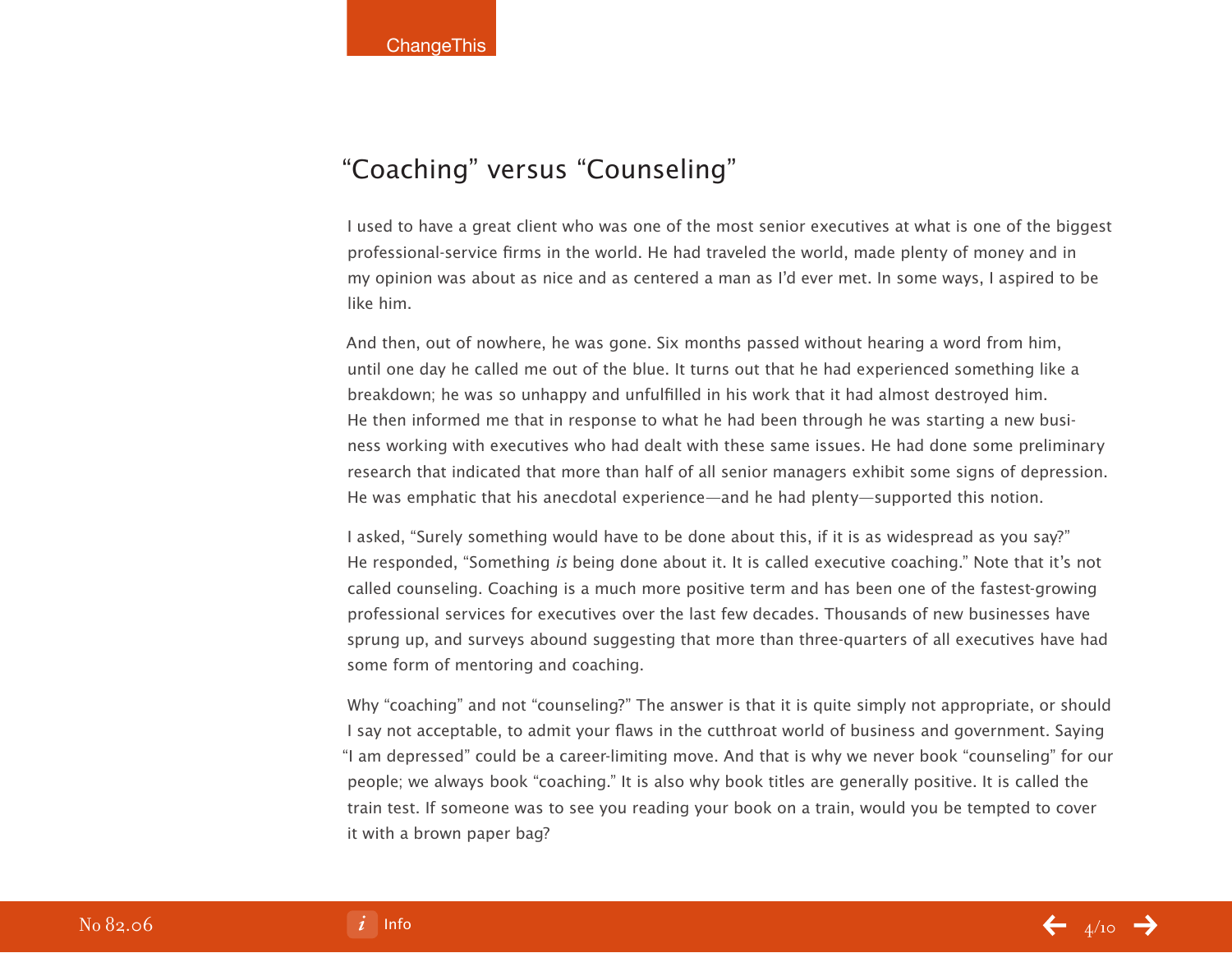## "Coaching" versus "Counseling"

I used to have a great client who was one of the most senior executives at what is one of the biggest professional-service firms in the world. He had traveled the world, made plenty of money and in my opinion was about as nice and as centered a man as I'd ever met. In some ways, I aspired to be like him.

And then, out of nowhere, he was gone. Six months passed without hearing a word from him, until one day he called me out of the blue. It turns out that he had experienced something like a breakdown; he was so unhappy and unfulfilled in his work that it had almost destroyed him. He then informed me that in response to what he had been through he was starting a new business working with executives who had dealt with these same issues. He had done some preliminary research that indicated that more than half of all senior managers exhibit some signs of depression. He was emphatic that his anecdotal experience—and he had plenty—supported this notion.

I asked, "Surely something would have to be done about this, if it is as widespread as you say?" He responded, "Something *is* being done about it. It is called executive coaching." Note that it's not called counseling. Coaching is a much more positive term and has been one of the fastest-growing professional services for executives over the last few decades. Thousands of new businesses have sprung up, and surveys abound suggesting that more than three-quarters of all executives have had some form of mentoring and coaching.

Why "coaching" and not "counseling?" The answer is that it is quite simply not appropriate, or should I say not acceptable, to admit your flaws in the cutthroat world of business and government. Saying "I am depressed" could be a career-limiting move. And that is why we never book "counseling" for our people; we always book "coaching." It is also why book titles are generally positive. It is called the train test. If someone was to see you reading your book on a train, would you be tempted to cover it with a brown paper bag?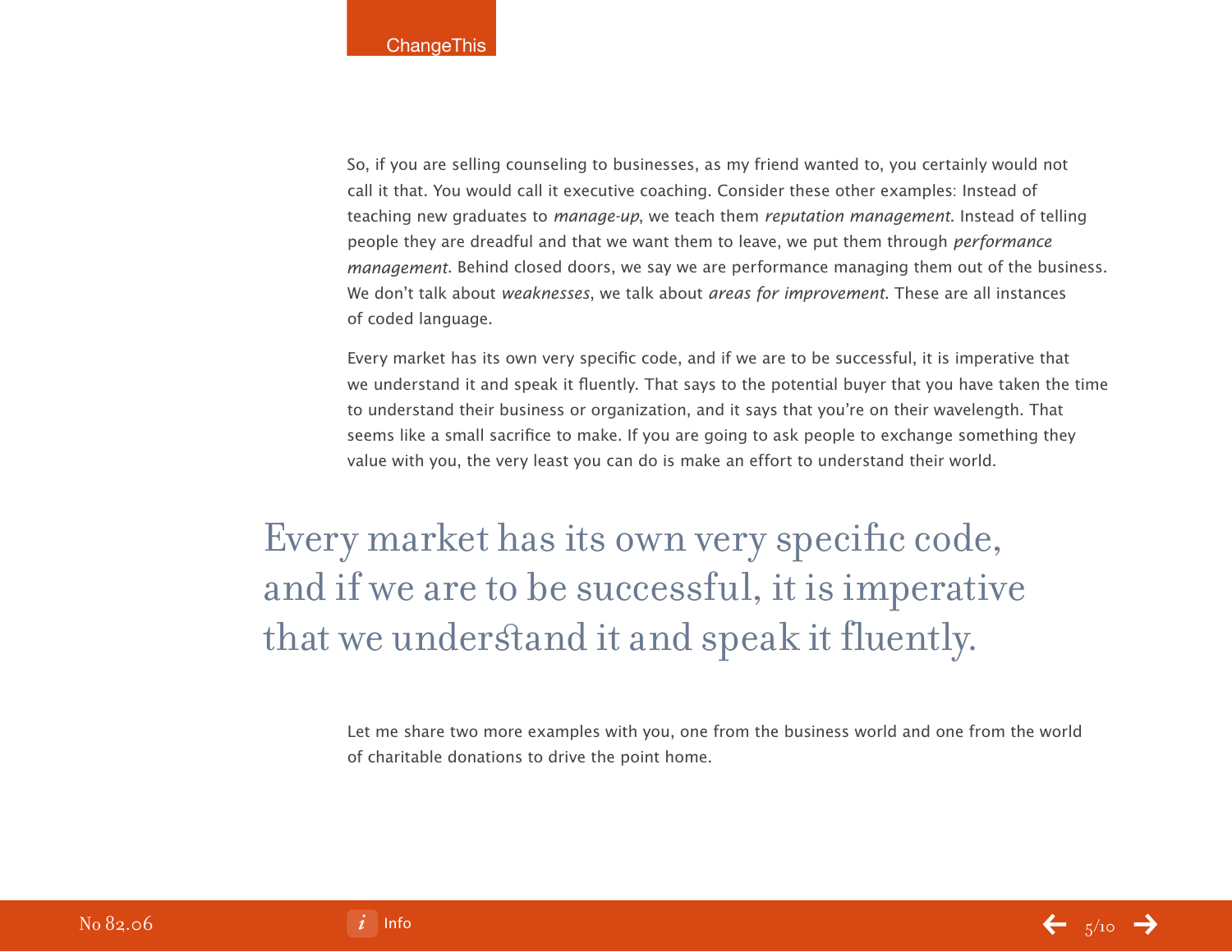So, if you are selling counseling to businesses, as my friend wanted to, you certainly would not call it that. You would call it executive coaching. Consider these other examples: Instead of teaching new graduates to *manage-up*, we teach them *reputation management*. Instead of telling people they are dreadful and that we want them to leave, we put them through *performance management*. Behind closed doors, we say we are performance managing them out of the business. We don't talk about *weaknesses*, we talk about *areas for improvement*. These are all instances of coded language.

Every market has its own very specific code, and if we are to be successful, it is imperative that we understand it and speak it fluently. That says to the potential buyer that you have taken the time to understand their business or organization, and it says that you're on their wavelength. That seems like a small sacrifice to make. If you are going to ask people to exchange something they value with you, the very least you can do is make an effort to understand their world.

> Every market has its own very specific code, and if we are to be successful, it is imperative that we understand it and speak it fluently.

Let me share two more examples with you, one from the business world and one from the world of charitable donations to drive the point home.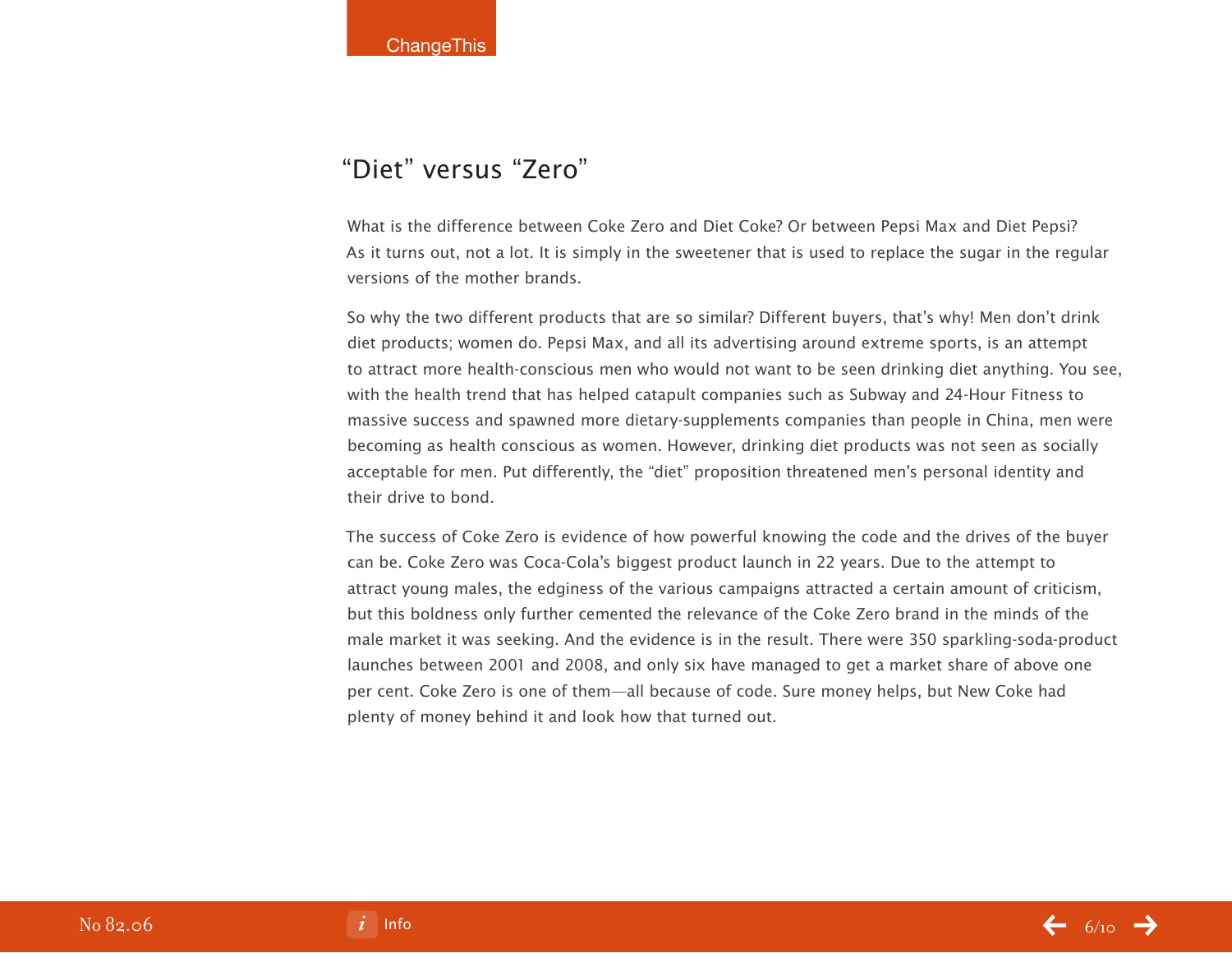## “Diet” versus “Zero”

What is the difference between Coke Zero and Diet Coke? Or between Pepsi Max and Diet Pepsi? As it turns out, not a lot. It is simply in the sweetener that is used to replace the sugar in the regular versions of the mother brands.

So why the two different products that are so similar? Different buyers, that’s why! Men don’t drink diet products; women do. Pepsi Max, and all its advertising around extreme sports, is an attempt to attract more health-conscious men who would not want to be seen drinking diet anything. You see, with the health trend that has helped catapult companies such as Subway and 24-Hour Fitness to massive success and spawned more dietary-supplements companies than people in China, men were becoming as health conscious as women. However, drinking diet products was not seen as socially acceptable for men. Put differently, the “diet” proposition threatened men’s personal identity and their drive to bond.

The success of Coke Zero is evidence of how powerful knowing the code and the drives of the buyer can be. Coke Zero was Coca-Cola’s biggest product launch in 22 years. Due to the attempt to attract young males, the edginess of the various campaigns attracted a certain amount of criticism, but this boldness only further cemented the relevance of the Coke Zero brand in the minds of the male market it was seeking. And the evidence is in the result. There were 350 sparkling-soda-product launches between 2001 and 2008, and only six have managed to get a market share of above one per cent. Coke Zero is one of them—all because of code. Sure money helps, but New Coke had plenty of money behind it and look how that turned out.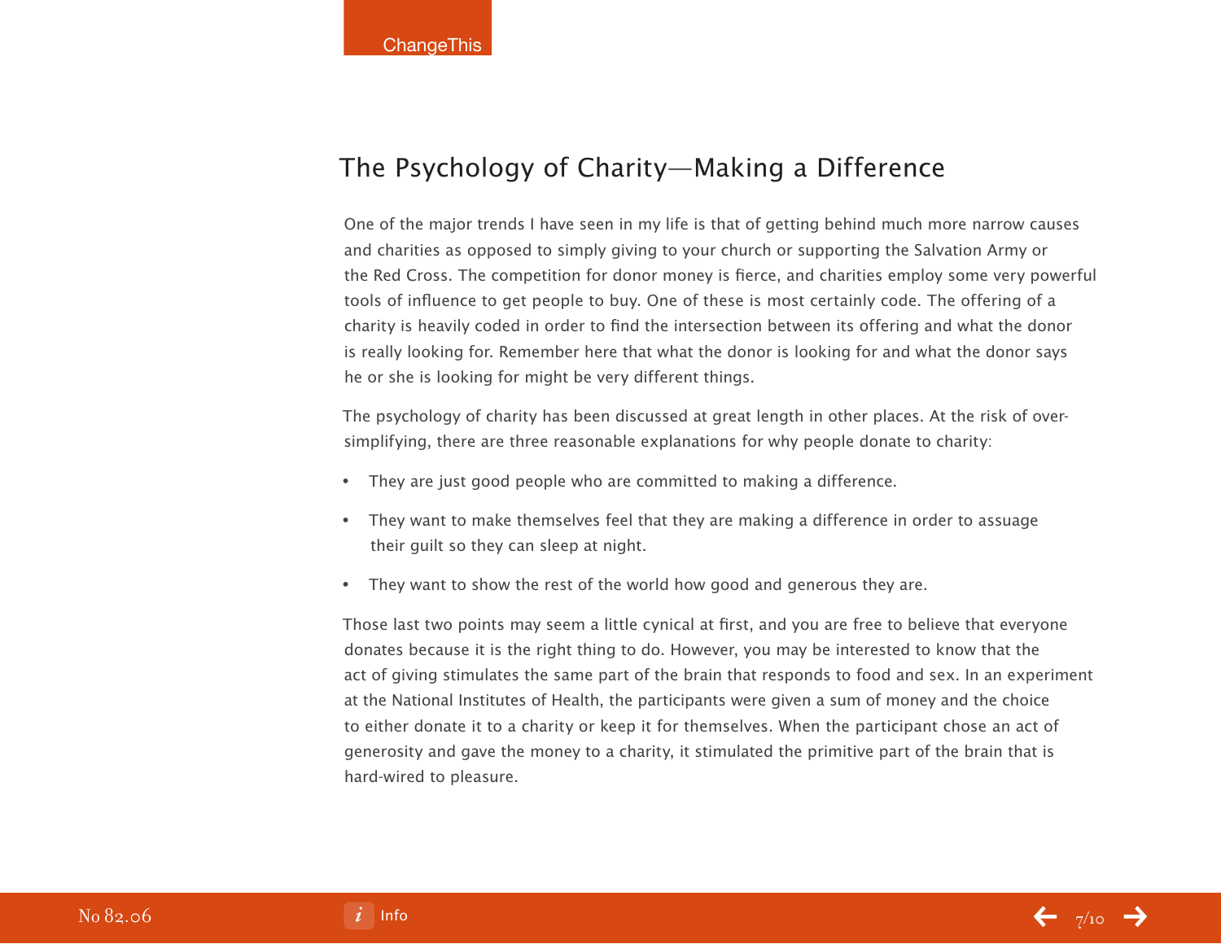## The Psychology of Charity—Making a Difference

One of the major trends I have seen in my life is that of getting behind much more narrow causes and charities as opposed to simply giving to your church or supporting the Salvation Army or the Red Cross. The competition for donor money is fierce, and charities employ some very powerful tools of influence to get people to buy. One of these is most certainly code. The offering of a charity is heavily coded in order to find the intersection between its offering and what the donor is really looking for. Remember here that what the donor is looking for and what the donor says he or she is looking for might be very different things.

The psychology of charity has been discussed at great length in other places. At the risk of over-simplifying, there are three reasonable explanations for why people donate to charity:

- They are just good people who are committed to making a difference.
- They want to make themselves feel that they are making a difference in order to assuage their guilt so they can sleep at night.
- They want to show the rest of the world how good and generous they are.

Those last two points may seem a little cynical at first, and you are free to believe that everyone donates because it is the right thing to do. However, you may be interested to know that the act of giving stimulates the same part of the brain that responds to food and sex. In an experiment at the National Institutes of Health, the participants were given a sum of money and the choice to either donate it to a charity or keep it for themselves. When the participant chose an act of generosity and gave the money to a charity, it stimulated the primitive part of the brain that is hard-wired to pleasure.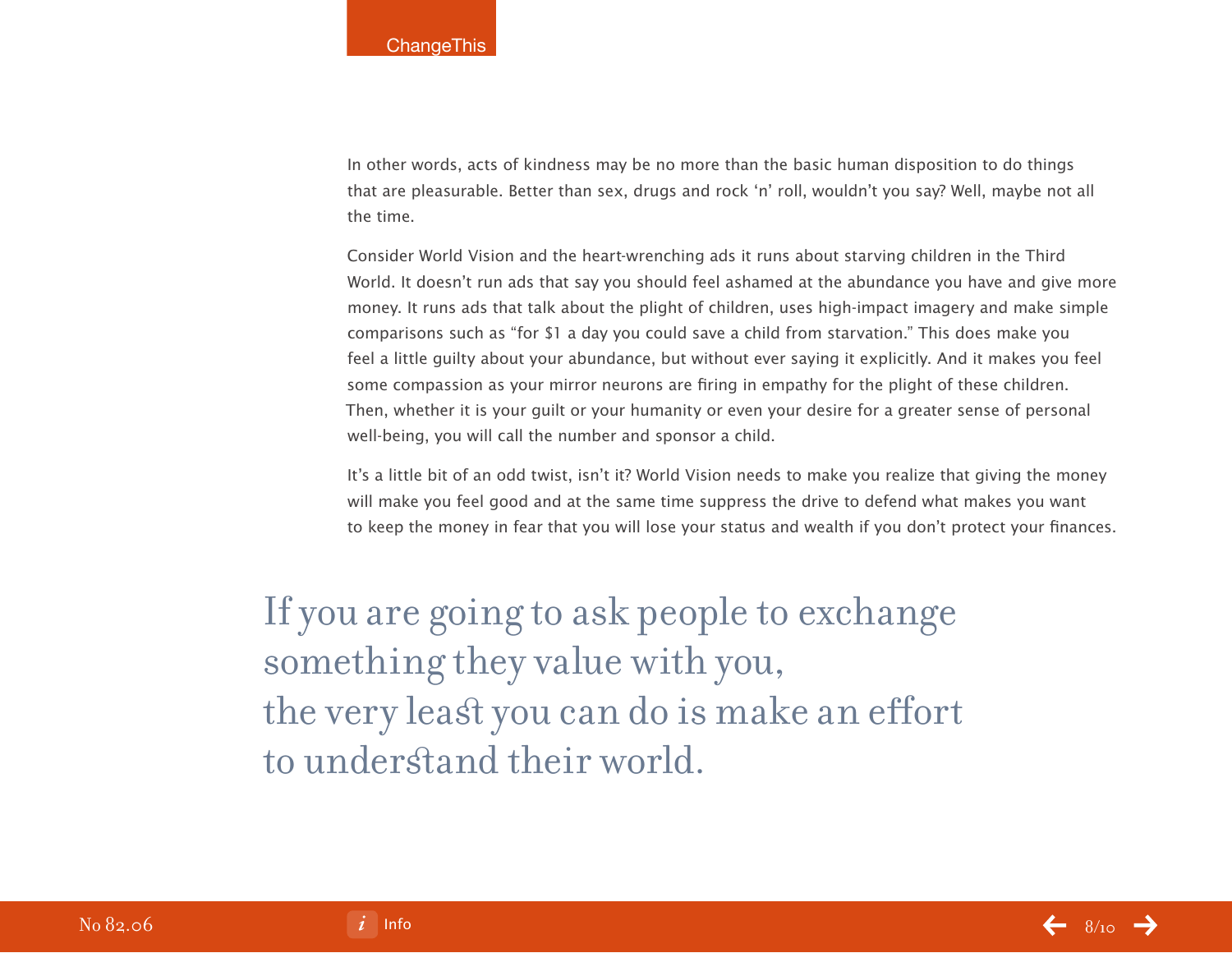In other words, acts of kindness may be no more than the basic human disposition to do things that are pleasurable. Better than sex, drugs and rock 'n' roll, wouldn't you say? Well, maybe not all the time.

Consider World Vision and the heart-wrenching ads it runs about starving children in the Third World. It doesn't run ads that say you should feel ashamed at the abundance you have and give more money. It runs ads that talk about the plight of children, uses high-impact imagery and make simple comparisons such as "for $1 a day you could save a child from starvation." This does make you feel a little guilty about your abundance, but without ever saying it explicitly. And it makes you feel some compassion as your mirror neurons are firing in empathy for the plight of these children. Then, whether it is your guilt or your humanity or even your desire for a greater sense of personal well-being, you will call the number and sponsor a child.

It's a little bit of an odd twist, isn't it? World Vision needs to make you realize that giving the money will make you feel good and at the same time suppress the drive to defend what makes you want to keep the money in fear that you will lose your status and wealth if you don't protect your finances.

> If you are going to ask people to exchange something they value with you, the very least you can do is make an effort to understand their world.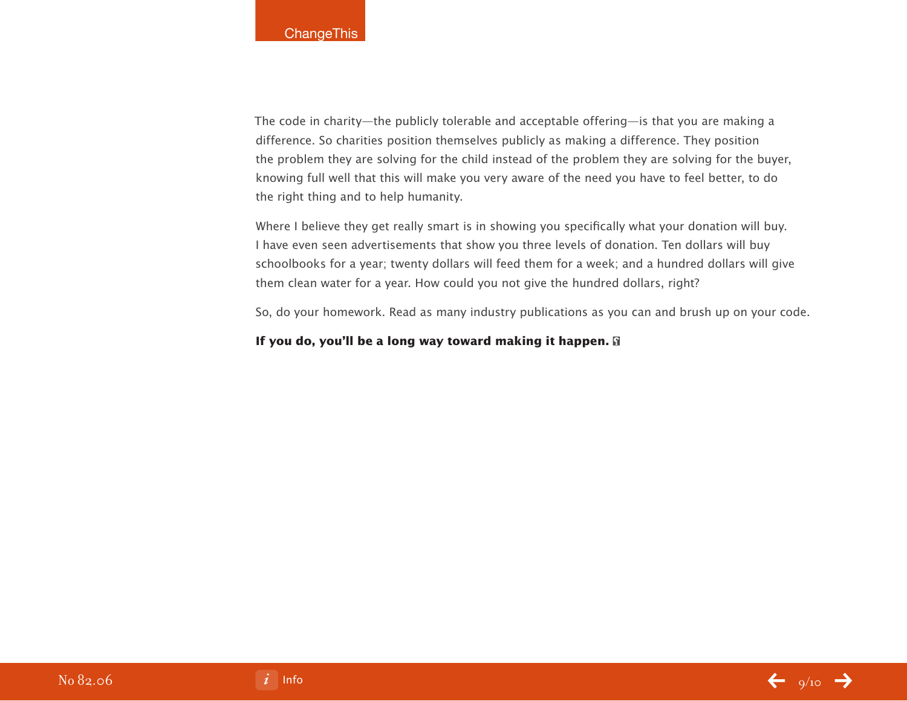The code in charity—the publicly tolerable and acceptable offering—is that you are making a difference. So charities position themselves publicly as making a difference. They position the problem they are solving for the child instead of the problem they are solving for the buyer, knowing full well that this will make you very aware of the need you have to feel better, to do the right thing and to help humanity.

Where I believe they get really smart is in showing you specifically what your donation will buy. I have even seen advertisements that show you three levels of donation. Ten dollars will buy schoolbooks for a year; twenty dollars will feed them for a week; and a hundred dollars will give them clean water for a year. How could you not give the hundred dollars, right?

So, do your homework. Read as many industry publications as you can and brush up on your code.

**If you do, you'll be a long way toward making it happen.**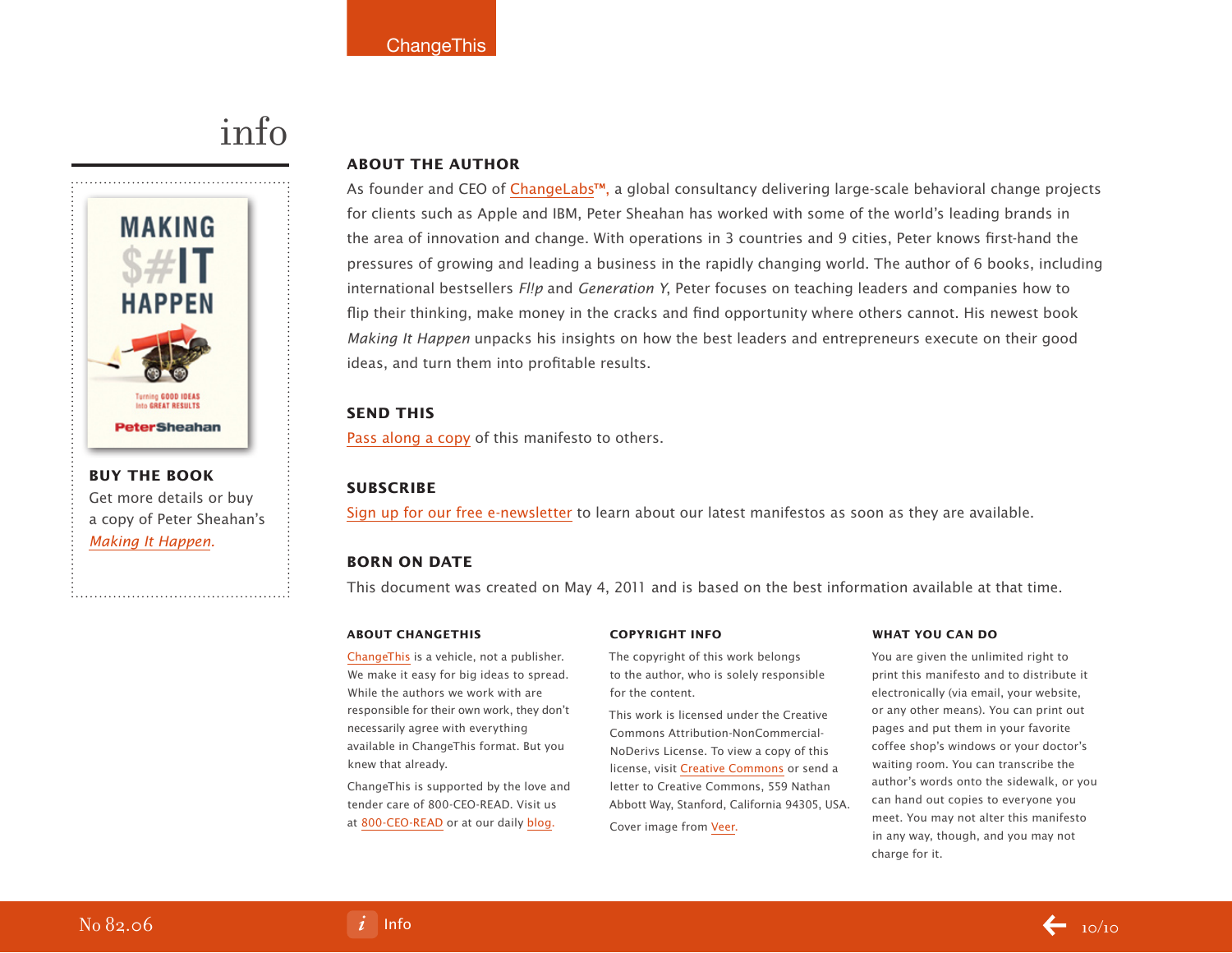# info

**BUY THE BOOK**
Get more details or buy a copy of Peter Sheahan's *Making It Happen*.

## ABOUT THE AUTHOR

As founder and CEO of ChangeLabs™, a global consultancy delivering large-scale behavioral change projects for clients such as Apple and IBM, Peter Sheahan has worked with some of the world's leading brands in the area of innovation and change. With operations in 3 countries and 9 cities, Peter knows first-hand the pressures of growing and leading a business in the rapidly changing world. The author of 6 books, including international bestsellers *Fl!p* and *Generation Y*, Peter focuses on teaching leaders and companies how to flip their thinking, make money in the cracks and find opportunity where others cannot. His newest book *Making It Happen* unpacks his insights on how the best leaders and entrepreneurs execute on their good ideas, and turn them into profitable results.

## SEND THIS

Pass along a copy of this manifesto to others.

## SUBSCRIBE

Sign up for our free e-newsletter to learn about our latest manifestos as soon as they are available.

## BORN ON DATE

This document was created on May 4, 2011 and is based on the best information available at that time.

### ABOUT CHANGETHIS

ChangeThis is a vehicle, not a publisher. We make it easy for big ideas to spread. While the authors we work with are responsible for their own work, they don't necessarily agree with everything available in ChangeThis format. But you knew that already.

ChangeThis is supported by the love and tender care of 800-CEO-READ. Visit us at 800-CEO-READ or at our daily blog.

### COPYRIGHT INFO

The copyright of this work belongs to the author, who is solely responsible for the content.

This work is licensed under the Creative Commons Attribution-NonCommercial-NoDerivs License. To view a copy of this license, visit Creative Commons or send a letter to Creative Commons, 559 Nathan Abbott Way, Stanford, California 94305, USA.

Cover image from Veer.

### WHAT YOU CAN DO

You are given the unlimited right to print this manifesto and to distribute it electronically (via email, your website, or any other means). You can print out pages and put them in your favorite coffee shop's windows or your doctor's waiting room. You can transcribe the author's words onto the sidewalk, or you can hand out copies to everyone you meet. You may not alter this manifesto in any way, though, and you may not charge for it.